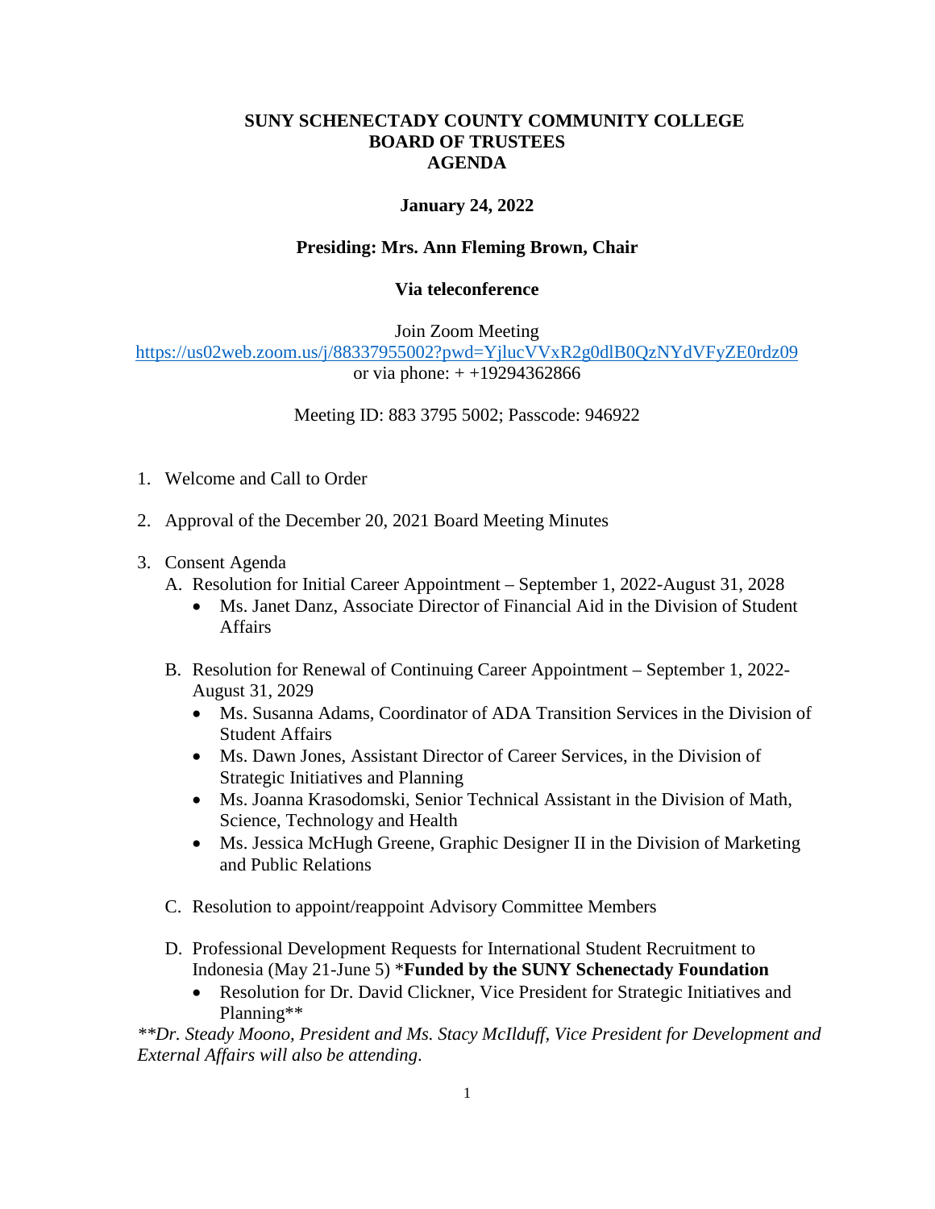**SUNY SCHENECTADY COUNTY COMMUNITY COLLEGE**
**BOARD OF TRUSTEES**
**AGENDA**

**January 24, 2022**

**Presiding: Mrs. Ann Fleming Brown, Chair**

**Via teleconference**

Join Zoom Meeting
https://us02web.zoom.us/j/88337955002?pwd=YjlucVVxR2g0dlB0QzNYdVFyZE0rdz09
or via phone: + +19294362866

Meeting ID: 883 3795 5002; Passcode: 946922

1. Welcome and Call to Order

2. Approval of the December 20, 2021 Board Meeting Minutes

3. Consent Agenda
   A. Resolution for Initial Career Appointment – September 1, 2022-August 31, 2028
      - Ms. Janet Danz, Associate Director of Financial Aid in the Division of Student Affairs

   B. Resolution for Renewal of Continuing Career Appointment – September 1, 2022-August 31, 2029
      - Ms. Susanna Adams, Coordinator of ADA Transition Services in the Division of Student Affairs
      - Ms. Dawn Jones, Assistant Director of Career Services, in the Division of Strategic Initiatives and Planning
      - Ms. Joanna Krasodomski, Senior Technical Assistant in the Division of Math, Science, Technology and Health
      - Ms. Jessica McHugh Greene, Graphic Designer II in the Division of Marketing and Public Relations

   C. Resolution to appoint/reappoint Advisory Committee Members

   D. Professional Development Requests for International Student Recruitment to Indonesia (May 21-June 5) ***Funded by the SUNY Schenectady Foundation**
      - Resolution for Dr. David Clickner, Vice President for Strategic Initiatives and Planning**

*\*\*Dr. Steady Moono, President and Ms. Stacy McIlduff, Vice President for Development and External Affairs will also be attending.*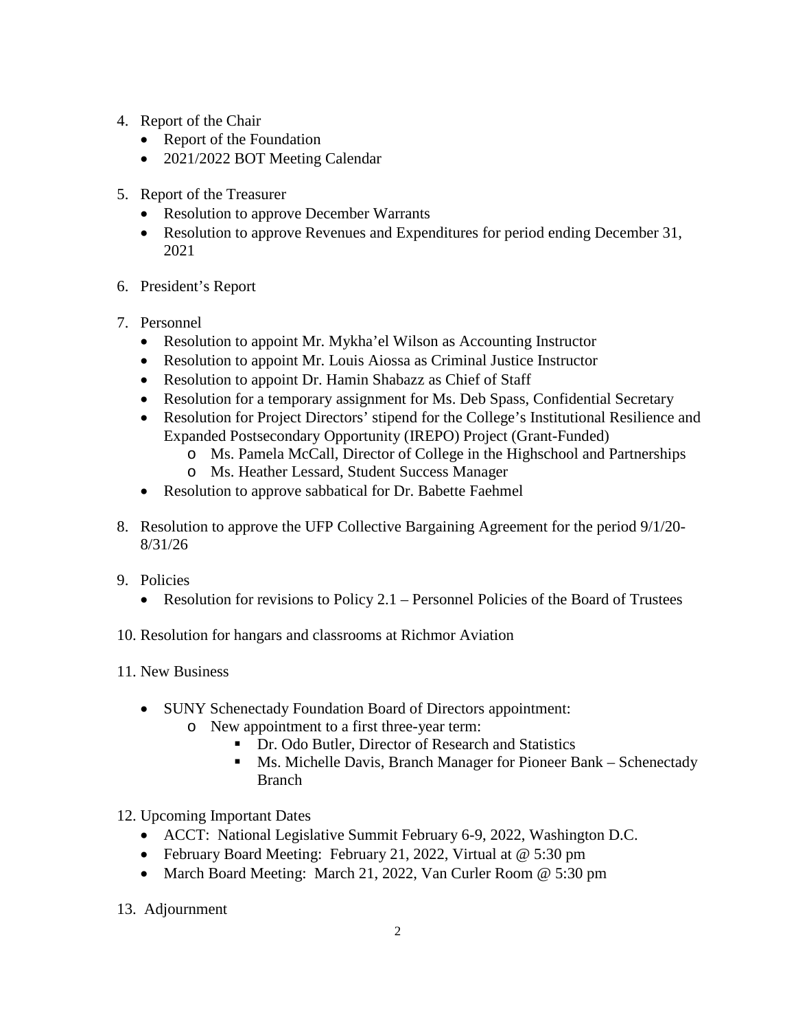4. Report of the Chair
   - Report of the Foundation
   - 2021/2022 BOT Meeting Calendar

5. Report of the Treasurer
   - Resolution to approve December Warrants
   - Resolution to approve Revenues and Expenditures for period ending December 31, 2021

6. President's Report

7. Personnel
   - Resolution to appoint Mr. Mykha'el Wilson as Accounting Instructor
   - Resolution to appoint Mr. Louis Aiossa as Criminal Justice Instructor
   - Resolution to appoint Dr. Hamin Shabazz as Chief of Staff
   - Resolution for a temporary assignment for Ms. Deb Spass, Confidential Secretary
   - Resolution for Project Directors' stipend for the College's Institutional Resilience and Expanded Postsecondary Opportunity (IREPO) Project (Grant-Funded)
     - Ms. Pamela McCall, Director of College in the Highschool and Partnerships
     - Ms. Heather Lessard, Student Success Manager
   - Resolution to approve sabbatical for Dr. Babette Faehmel

8. Resolution to approve the UFP Collective Bargaining Agreement for the period 9/1/20-8/31/26

9. Policies
   - Resolution for revisions to Policy 2.1 – Personnel Policies of the Board of Trustees

10. Resolution for hangars and classrooms at Richmor Aviation

11. New Business

    - SUNY Schenectady Foundation Board of Directors appointment:
      - New appointment to a first three-year term:
        - Dr. Odo Butler, Director of Research and Statistics
        - Ms. Michelle Davis, Branch Manager for Pioneer Bank – Schenectady Branch

12. Upcoming Important Dates
    - ACCT: National Legislative Summit February 6-9, 2022, Washington D.C.
    - February Board Meeting: February 21, 2022, Virtual at @ 5:30 pm
    - March Board Meeting: March 21, 2022, Van Curler Room @ 5:30 pm

13. Adjournment